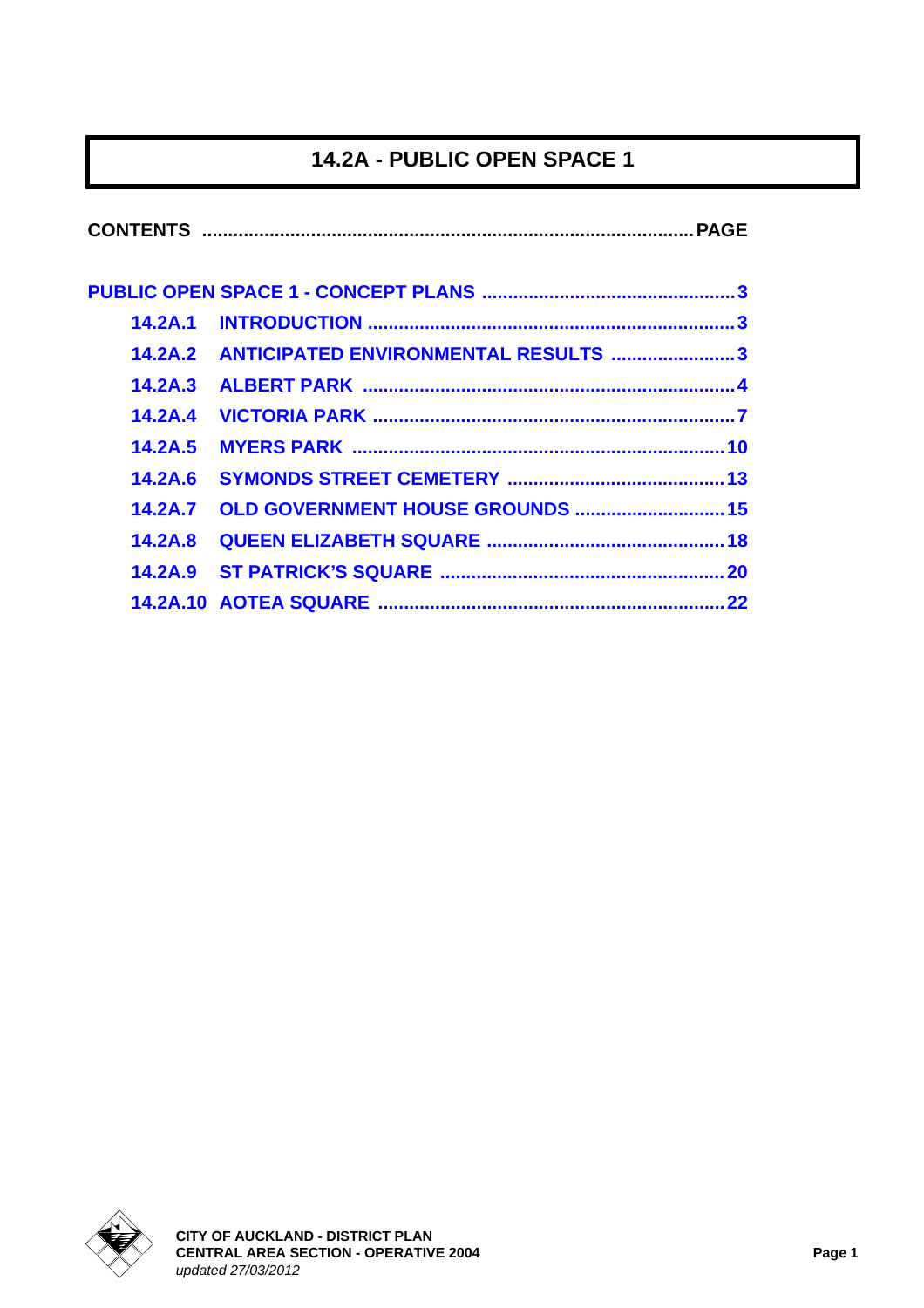# 14.2A - PUBLIC OPEN SPACE 1

| CONTENTS | PAGE |
|---|---|
| **PUBLIC OPEN SPACE 1 - CONCEPT PLANS** | 3 |
| 14.2A.1 INTRODUCTION | 3 |
| 14.2A.2 ANTICIPATED ENVIRONMENTAL RESULTS | 3 |
| 14.2A.3 ALBERT PARK | 4 |
| 14.2A.4 VICTORIA PARK | 7 |
| 14.2A.5 MYERS PARK | 10 |
| 14.2A.6 SYMONDS STREET CEMETERY | 13 |
| 14.2A.7 OLD GOVERNMENT HOUSE GROUNDS | 15 |
| 14.2A.8 QUEEN ELIZABETH SQUARE | 18 |
| 14.2A.9 ST PATRICK'S SQUARE | 20 |
| 14.2A.10 AOTEA SQUARE | 22 |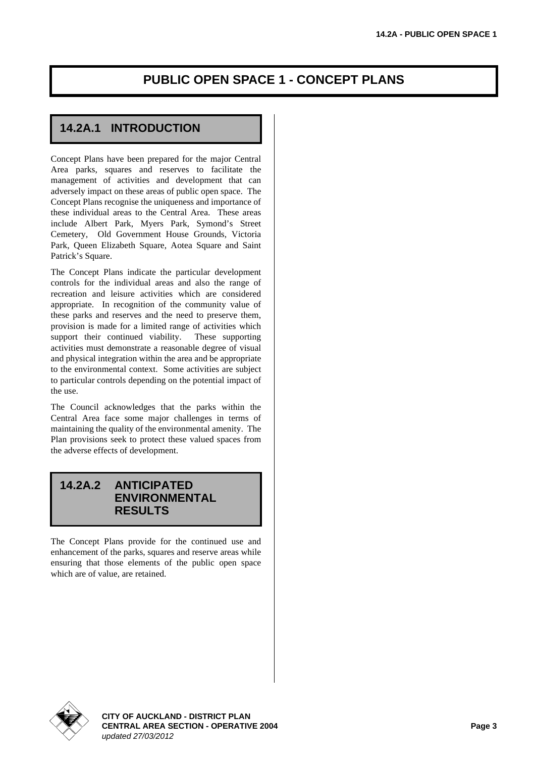# PUBLIC OPEN SPACE 1 - CONCEPT PLANS

## 14.2A.1 INTRODUCTION

Concept Plans have been prepared for the major Central Area parks, squares and reserves to facilitate the management of activities and development that can adversely impact on these areas of public open space. The Concept Plans recognise the uniqueness and importance of these individual areas to the Central Area. These areas include Albert Park, Myers Park, Symond's Street Cemetery, Old Government House Grounds, Victoria Park, Queen Elizabeth Square, Aotea Square and Saint Patrick's Square.

The Concept Plans indicate the particular development controls for the individual areas and also the range of recreation and leisure activities which are considered appropriate. In recognition of the community value of these parks and reserves and the need to preserve them, provision is made for a limited range of activities which support their continued viability. These supporting activities must demonstrate a reasonable degree of visual and physical integration within the area and be appropriate to the environmental context. Some activities are subject to particular controls depending on the potential impact of the use.

The Council acknowledges that the parks within the Central Area face some major challenges in terms of maintaining the quality of the environmental amenity. The Plan provisions seek to protect these valued spaces from the adverse effects of development.

## 14.2A.2 ANTICIPATED ENVIRONMENTAL RESULTS

The Concept Plans provide for the continued use and enhancement of the parks, squares and reserve areas while ensuring that those elements of the public open space which are of value, are retained.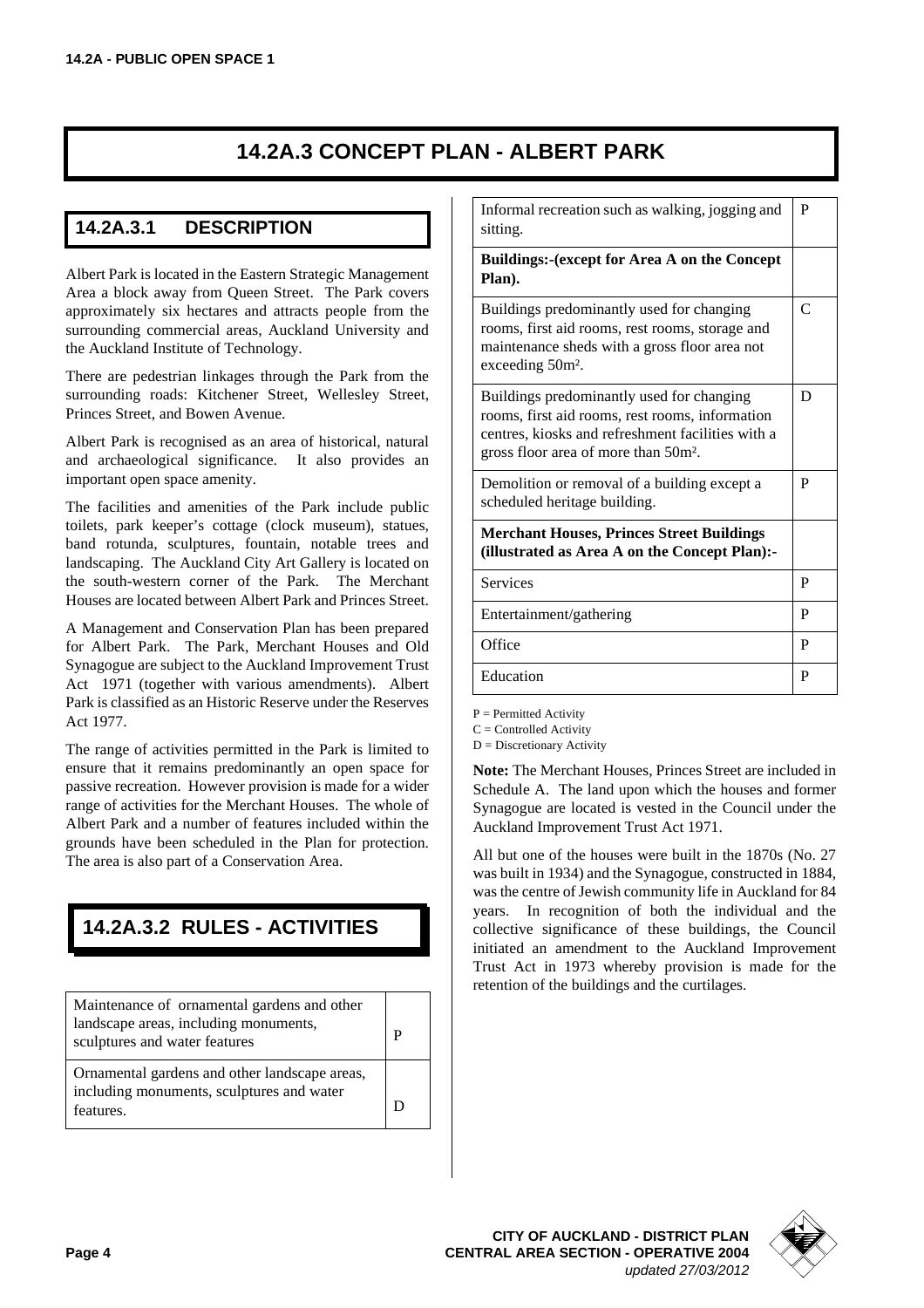# 14.2A.3 CONCEPT PLAN - ALBERT PARK

## 14.2A.3.1 DESCRIPTION

Albert Park is located in the Eastern Strategic Management Area a block away from Queen Street. The Park covers approximately six hectares and attracts people from the surrounding commercial areas, Auckland University and the Auckland Institute of Technology.

There are pedestrian linkages through the Park from the surrounding roads: Kitchener Street, Wellesley Street, Princes Street, and Bowen Avenue.

Albert Park is recognised as an area of historical, natural and archaeological significance. It also provides an important open space amenity.

The facilities and amenities of the Park include public toilets, park keeper's cottage (clock museum), statues, band rotunda, sculptures, fountain, notable trees and landscaping. The Auckland City Art Gallery is located on the south-western corner of the Park. The Merchant Houses are located between Albert Park and Princes Street.

A Management and Conservation Plan has been prepared for Albert Park. The Park, Merchant Houses and Old Synagogue are subject to the Auckland Improvement Trust Act 1971 (together with various amendments). Albert Park is classified as an Historic Reserve under the Reserves Act 1977.

The range of activities permitted in the Park is limited to ensure that it remains predominantly an open space for passive recreation. However provision is made for a wider range of activities for the Merchant Houses. The whole of Albert Park and a number of features included within the grounds have been scheduled in the Plan for protection. The area is also part of a Conservation Area.

## 14.2A.3.2 RULES - ACTIVITIES

| | |
|---|---|
| Maintenance of ornamental gardens and other landscape areas, including monuments, sculptures and water features | P |
| Ornamental gardens and other landscape areas, including monuments, sculptures and water features. | D |
| Informal recreation such as walking, jogging and sitting. | P |
| **Buildings:-(except for Area A on the Concept Plan).** | |
| Buildings predominantly used for changing rooms, first aid rooms, rest rooms, storage and maintenance sheds with a gross floor area not exceeding 50m². | C |
| Buildings predominantly used for changing rooms, first aid rooms, rest rooms, information centres, kiosks and refreshment facilities with a gross floor area of more than 50m². | D |
| Demolition or removal of a building except a scheduled heritage building. | P |
| **Merchant Houses, Princes Street Buildings (illustrated as Area A on the Concept Plan):-** | |
| Services | P |
| Entertainment/gathering | P |
| Office | P |
| Education | P |

P = Permitted Activity
C = Controlled Activity
D = Discretionary Activity

**Note:** The Merchant Houses, Princes Street are included in Schedule A. The land upon which the houses and former Synagogue are located is vested in the Council under the Auckland Improvement Trust Act 1971.

All but one of the houses were built in the 1870s (No. 27 was built in 1934) and the Synagogue, constructed in 1884, was the centre of Jewish community life in Auckland for 84 years. In recognition of both the individual and the collective significance of these buildings, the Council initiated an amendment to the Auckland Improvement Trust Act in 1973 whereby provision is made for the retention of the buildings and the curtilages.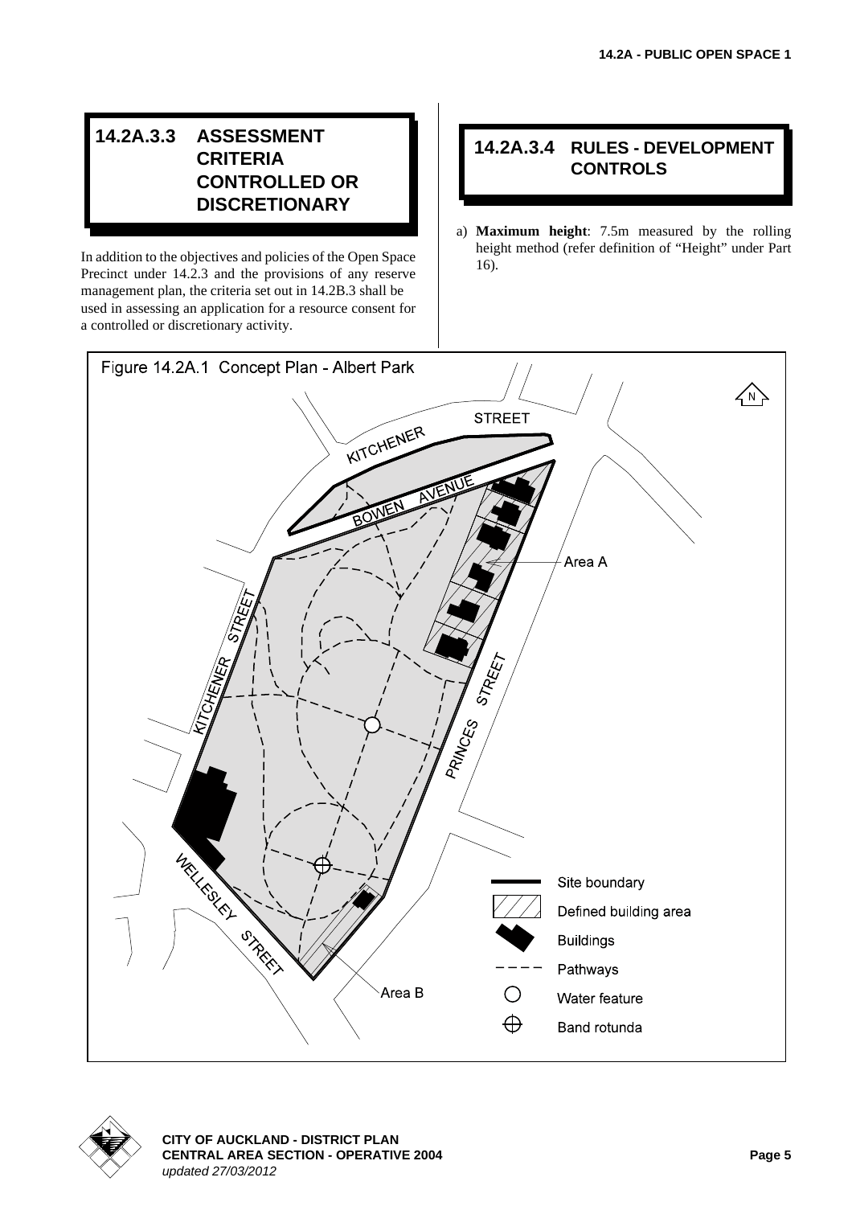## 14.2A.3.3 ASSESSMENT CRITERIA CONTROLLED OR DISCRETIONARY

In addition to the objectives and policies of the Open Space Precinct under 14.2.3 and the provisions of any reserve management plan, the criteria set out in 14.2B.3 shall be used in assessing an application for a resource consent for a controlled or discretionary activity.

## 14.2A.3.4 RULES - DEVELOPMENT CONTROLS

a) **Maximum height**: 7.5m measured by the rolling height method (refer definition of "Height" under Part 16).

Figure 14.2A.1 Concept Plan - Albert Park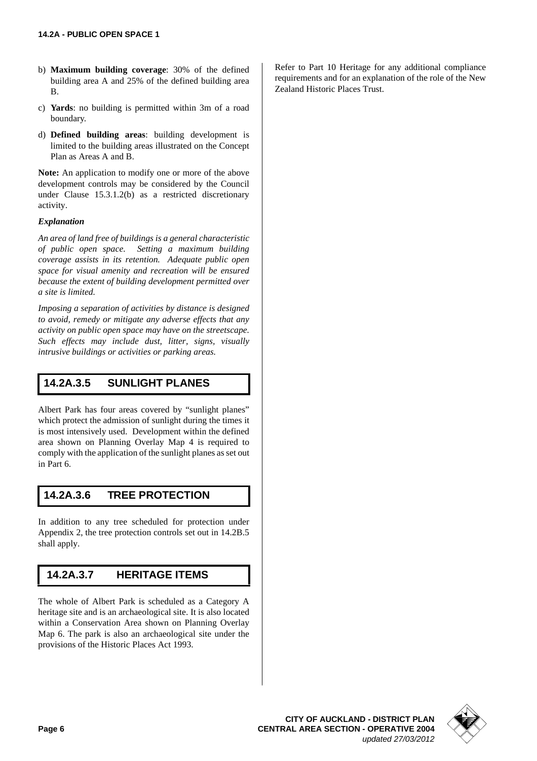b) **Maximum building coverage**: 30% of the defined building area A and 25% of the defined building area B.

c) **Yards**: no building is permitted within 3m of a road boundary.

d) **Defined building areas**: building development is limited to the building areas illustrated on the Concept Plan as Areas A and B.

**Note:** An application to modify one or more of the above development controls may be considered by the Council under Clause 15.3.1.2(b) as a restricted discretionary activity.

***Explanation***

*An area of land free of buildings is a general characteristic of public open space. Setting a maximum building coverage assists in its retention. Adequate public open space for visual amenity and recreation will be ensured because the extent of building development permitted over a site is limited.*

*Imposing a separation of activities by distance is designed to avoid, remedy or mitigate any adverse effects that any activity on public open space may have on the streetscape. Such effects may include dust, litter, signs, visually intrusive buildings or activities or parking areas.*

## 14.2A.3.5 SUNLIGHT PLANES

Albert Park has four areas covered by "sunlight planes" which protect the admission of sunlight during the times it is most intensively used. Development within the defined area shown on Planning Overlay Map 4 is required to comply with the application of the sunlight planes as set out in Part 6.

## 14.2A.3.6 TREE PROTECTION

In addition to any tree scheduled for protection under Appendix 2, the tree protection controls set out in 14.2B.5 shall apply.

## 14.2A.3.7 HERITAGE ITEMS

The whole of Albert Park is scheduled as a Category A heritage site and is an archaeological site. It is also located within a Conservation Area shown on Planning Overlay Map 6. The park is also an archaeological site under the provisions of the Historic Places Act 1993.

Refer to Part 10 Heritage for any additional compliance requirements and for an explanation of the role of the New Zealand Historic Places Trust.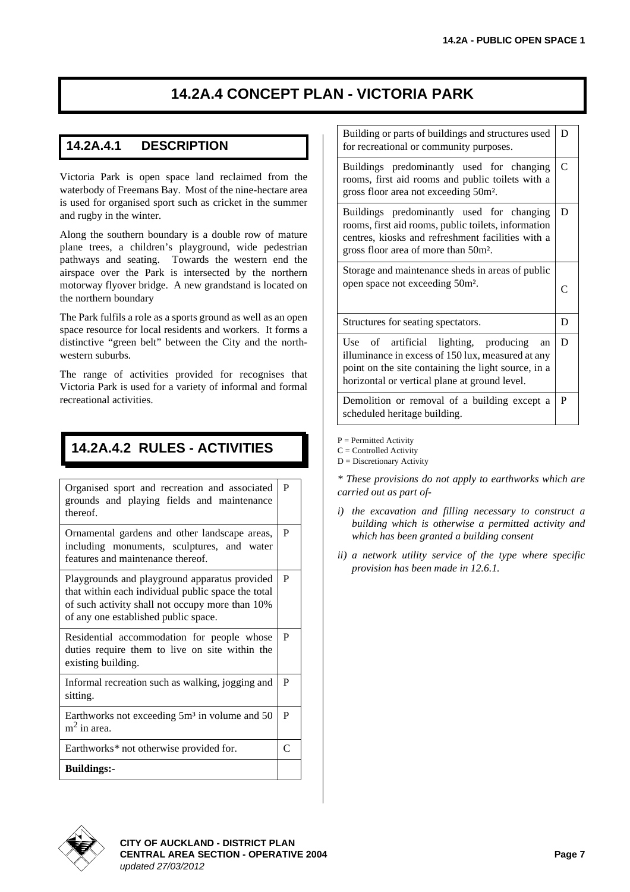# 14.2A.4 CONCEPT PLAN - VICTORIA PARK

## 14.2A.4.1 DESCRIPTION

Victoria Park is open space land reclaimed from the waterbody of Freemans Bay. Most of the nine-hectare area is used for organised sport such as cricket in the summer and rugby in the winter.

Along the southern boundary is a double row of mature plane trees, a children's playground, wide pedestrian pathways and seating. Towards the western end the airspace over the Park is intersected by the northern motorway flyover bridge. A new grandstand is located on the northern boundary

The Park fulfils a role as a sports ground as well as an open space resource for local residents and workers. It forms a distinctive "green belt" between the City and the north-western suburbs.

The range of activities provided for recognises that Victoria Park is used for a variety of informal and formal recreational activities.

## 14.2A.4.2 RULES - ACTIVITIES

| Activity | |
|---|---|
| Organised sport and recreation and associated grounds and playing fields and maintenance thereof. | P |
| Ornamental gardens and other landscape areas, including monuments, sculptures, and water features and maintenance thereof. | P |
| Playgrounds and playground apparatus provided that within each individual public space the total of such activity shall not occupy more than 10% of any one established public space. | P |
| Residential accommodation for people whose duties require them to live on site within the existing building. | P |
| Informal recreation such as walking, jogging and sitting. | P |
| Earthworks not exceeding $5m^3$ in volume and 50 $m^2$ in area. | P |
| Earthworks* not otherwise provided for. | C |
| **Buildings:-** | |
| Building or parts of buildings and structures used for recreational or community purposes. | D |
| Buildings predominantly used for changing rooms, first aid rooms and public toilets with a gross floor area not exceeding $50m^2$. | C |
| Buildings predominantly used for changing rooms, first aid rooms, public toilets, information centres, kiosks and refreshment facilities with a gross floor area of more than $50m^2$. | D |
| Storage and maintenance sheds in areas of public open space not exceeding $50m^2$. | C |
| Structures for seating spectators. | D |
| Use of artificial lighting, producing an illuminance in excess of 150 lux, measured at any point on the site containing the light source, in a horizontal or vertical plane at ground level. | D |
| Demolition or removal of a building except a scheduled heritage building. | P |

P = Permitted Activity
C = Controlled Activity
D = Discretionary Activity

*\* These provisions do not apply to earthworks which are carried out as part of-*

*i) the excavation and filling necessary to construct a building which is otherwise a permitted activity and which has been granted a building consent*

*ii) a network utility service of the type where specific provision has been made in 12.6.1.*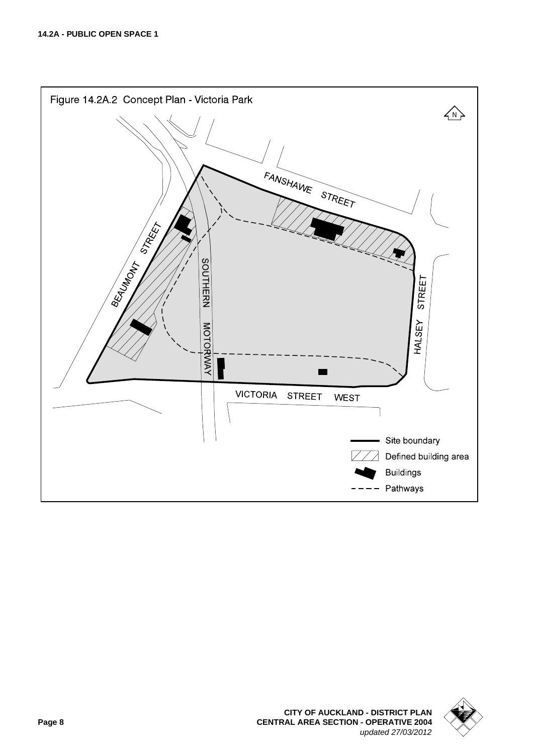Figure 14.2A.2 Concept Plan - Victoria Park

N

FANSHAWE STREET

BEAUMONT STREET

SOUTHERN MOTORWAY

HALSEY STREET

VICTORIA STREET WEST

- Site boundary
- Defined building area
- Buildings
- Pathways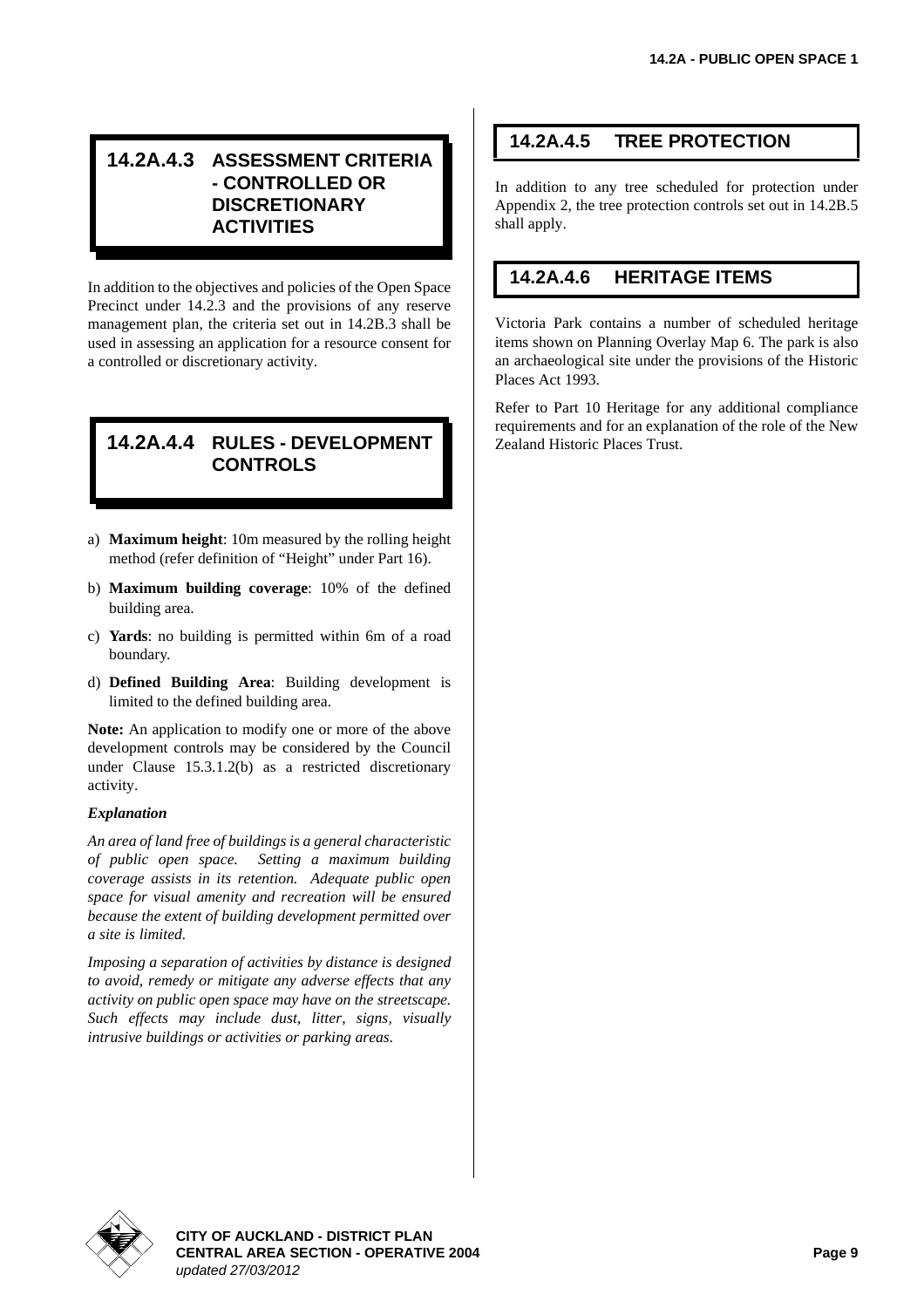## 14.2A.4.3 ASSESSMENT CRITERIA - CONTROLLED OR DISCRETIONARY ACTIVITIES

In addition to the objectives and policies of the Open Space Precinct under 14.2.3 and the provisions of any reserve management plan, the criteria set out in 14.2B.3 shall be used in assessing an application for a resource consent for a controlled or discretionary activity.

## 14.2A.4.4 RULES - DEVELOPMENT CONTROLS

a) **Maximum height**: 10m measured by the rolling height method (refer definition of "Height" under Part 16).

b) **Maximum building coverage**: 10% of the defined building area.

c) **Yards**: no building is permitted within 6m of a road boundary.

d) **Defined Building Area**: Building development is limited to the defined building area.

**Note:** An application to modify one or more of the above development controls may be considered by the Council under Clause 15.3.1.2(b) as a restricted discretionary activity.

***Explanation***

*An area of land free of buildings is a general characteristic of public open space. Setting a maximum building coverage assists in its retention. Adequate public open space for visual amenity and recreation will be ensured because the extent of building development permitted over a site is limited.*

*Imposing a separation of activities by distance is designed to avoid, remedy or mitigate any adverse effects that any activity on public open space may have on the streetscape. Such effects may include dust, litter, signs, visually intrusive buildings or activities or parking areas.*

## 14.2A.4.5 TREE PROTECTION

In addition to any tree scheduled for protection under Appendix 2, the tree protection controls set out in 14.2B.5 shall apply.

## 14.2A.4.6 HERITAGE ITEMS

Victoria Park contains a number of scheduled heritage items shown on Planning Overlay Map 6. The park is also an archaeological site under the provisions of the Historic Places Act 1993.

Refer to Part 10 Heritage for any additional compliance requirements and for an explanation of the role of the New Zealand Historic Places Trust.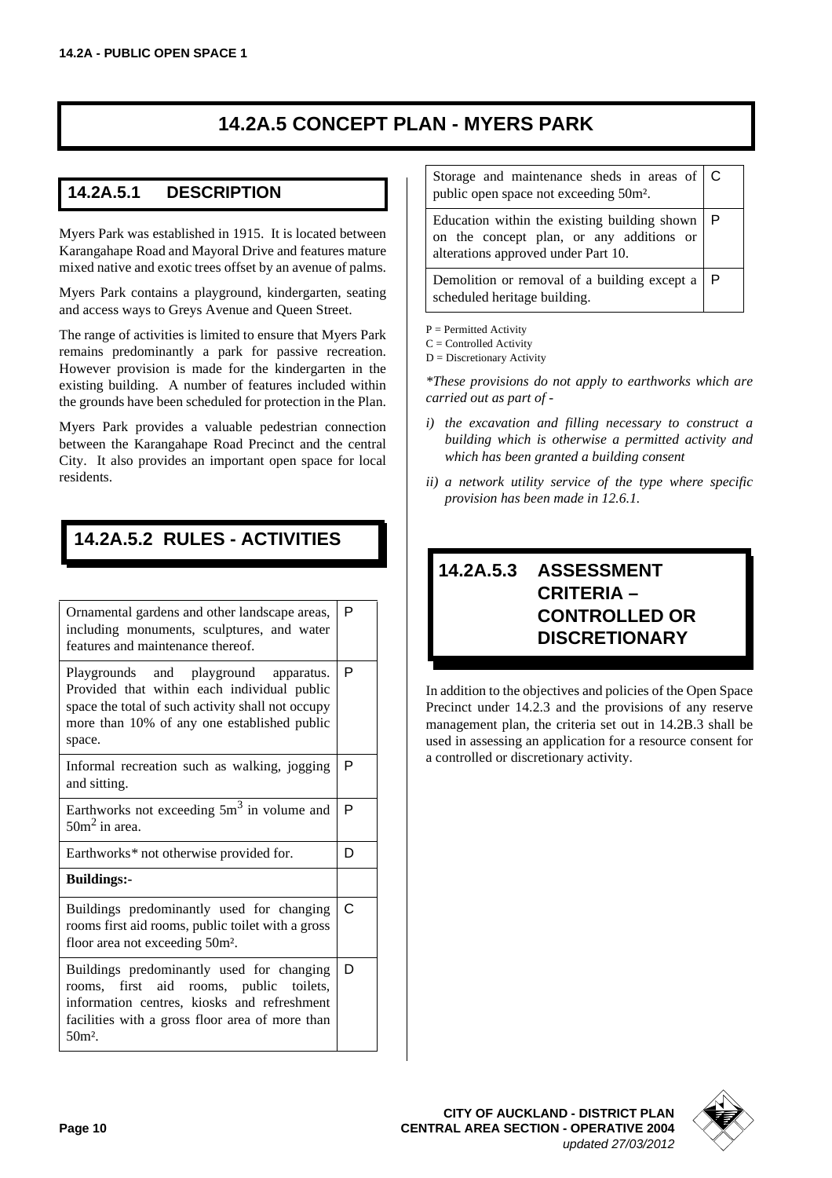# 14.2A.5 CONCEPT PLAN - MYERS PARK

## 14.2A.5.1 DESCRIPTION

Myers Park was established in 1915. It is located between Karangahape Road and Mayoral Drive and features mature mixed native and exotic trees offset by an avenue of palms.

Myers Park contains a playground, kindergarten, seating and access ways to Greys Avenue and Queen Street.

The range of activities is limited to ensure that Myers Park remains predominantly a park for passive recreation. However provision is made for the kindergarten in the existing building. A number of features included within the grounds have been scheduled for protection in the Plan.

Myers Park provides a valuable pedestrian connection between the Karangahape Road Precinct and the central City. It also provides an important open space for local residents.

## 14.2A.5.2 RULES - ACTIVITIES

| Activity | |
|---|---|
| Ornamental gardens and other landscape areas, including monuments, sculptures, and water features and maintenance thereof. | P |
| Playgrounds and playground apparatus. Provided that within each individual public space the total of such activity shall not occupy more than 10% of any one established public space. | P |
| Informal recreation such as walking, jogging and sitting. | P |
| Earthworks not exceeding $5m^3$ in volume and $50m^2$ in area. | P |
| Earthworks* not otherwise provided for. | D |
| **Buildings:-** | |
| Buildings predominantly used for changing rooms first aid rooms, public toilet with a gross floor area not exceeding $50m^2$. | C |
| Buildings predominantly used for changing rooms, first aid rooms, public toilets, information centres, kiosks and refreshment facilities with a gross floor area of more than $50m^2$. | D |
| Storage and maintenance sheds in areas of public open space not exceeding $50m^2$. | C |
| Education within the existing building shown on the concept plan, or any additions or alterations approved under Part 10. | P |
| Demolition or removal of a building except a scheduled heritage building. | P |

P = Permitted Activity
C = Controlled Activity
D = Discretionary Activity

*\*These provisions do not apply to earthworks which are carried out as part of -*

*i) the excavation and filling necessary to construct a building which is otherwise a permitted activity and which has been granted a building consent*

*ii) a network utility service of the type where specific provision has been made in 12.6.1.*

## 14.2A.5.3 ASSESSMENT CRITERIA – CONTROLLED OR DISCRETIONARY

In addition to the objectives and policies of the Open Space Precinct under 14.2.3 and the provisions of any reserve management plan, the criteria set out in 14.2B.3 shall be used in assessing an application for a resource consent for a controlled or discretionary activity.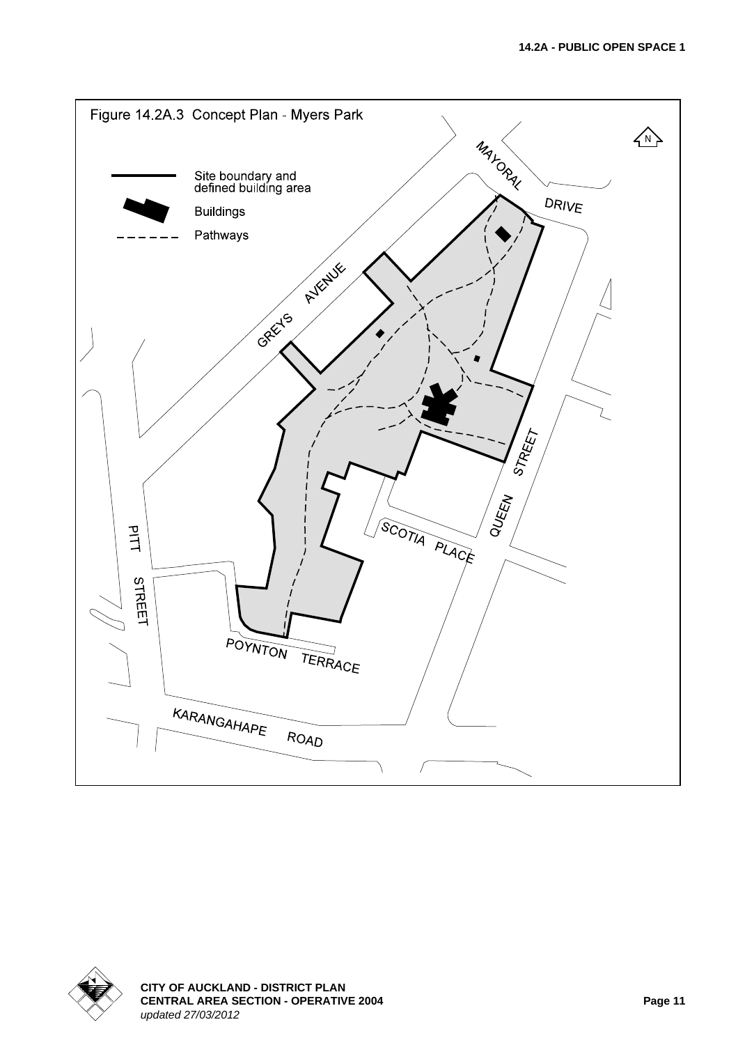Figure 14.2A.3 Concept Plan - Myers Park

Site boundary and defined building area

Buildings

Pathways

MAYORAL DRIVE

GREYS AVENUE

QUEEN STREET

SCOTIA PLACE

PITT STREET

POYNTON TERRACE

KARANGAHAPE ROAD

N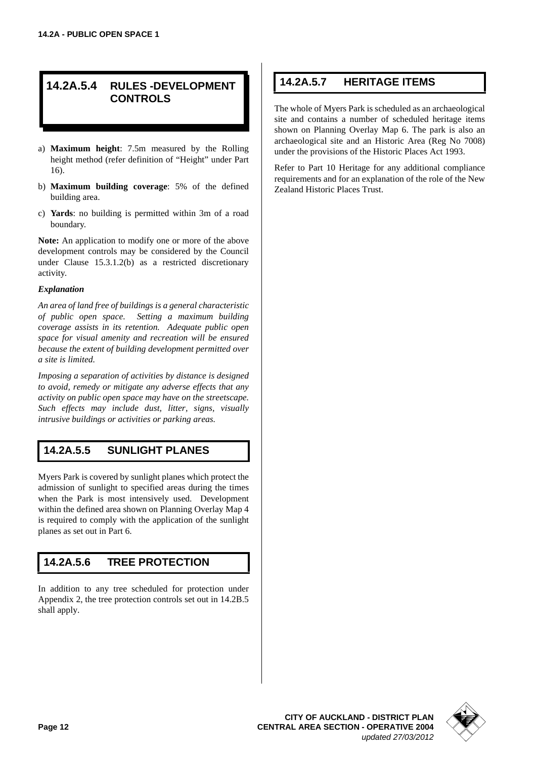## 14.2A.5.4 RULES -DEVELOPMENT CONTROLS

a) **Maximum height**: 7.5m measured by the Rolling height method (refer definition of "Height" under Part 16).

b) **Maximum building coverage**: 5% of the defined building area.

c) **Yards**: no building is permitted within 3m of a road boundary.

**Note:** An application to modify one or more of the above development controls may be considered by the Council under Clause 15.3.1.2(b) as a restricted discretionary activity.

***Explanation***

*An area of land free of buildings is a general characteristic of public open space. Setting a maximum building coverage assists in its retention. Adequate public open space for visual amenity and recreation will be ensured because the extent of building development permitted over a site is limited.*

*Imposing a separation of activities by distance is designed to avoid, remedy or mitigate any adverse effects that any activity on public open space may have on the streetscape. Such effects may include dust, litter, signs, visually intrusive buildings or activities or parking areas.*

## 14.2A.5.5 SUNLIGHT PLANES

Myers Park is covered by sunlight planes which protect the admission of sunlight to specified areas during the times when the Park is most intensively used. Development within the defined area shown on Planning Overlay Map 4 is required to comply with the application of the sunlight planes as set out in Part 6.

## 14.2A.5.6 TREE PROTECTION

In addition to any tree scheduled for protection under Appendix 2, the tree protection controls set out in 14.2B.5 shall apply.

## 14.2A.5.7 HERITAGE ITEMS

The whole of Myers Park is scheduled as an archaeological site and contains a number of scheduled heritage items shown on Planning Overlay Map 6. The park is also an archaeological site and an Historic Area (Reg No 7008) under the provisions of the Historic Places Act 1993.

Refer to Part 10 Heritage for any additional compliance requirements and for an explanation of the role of the New Zealand Historic Places Trust.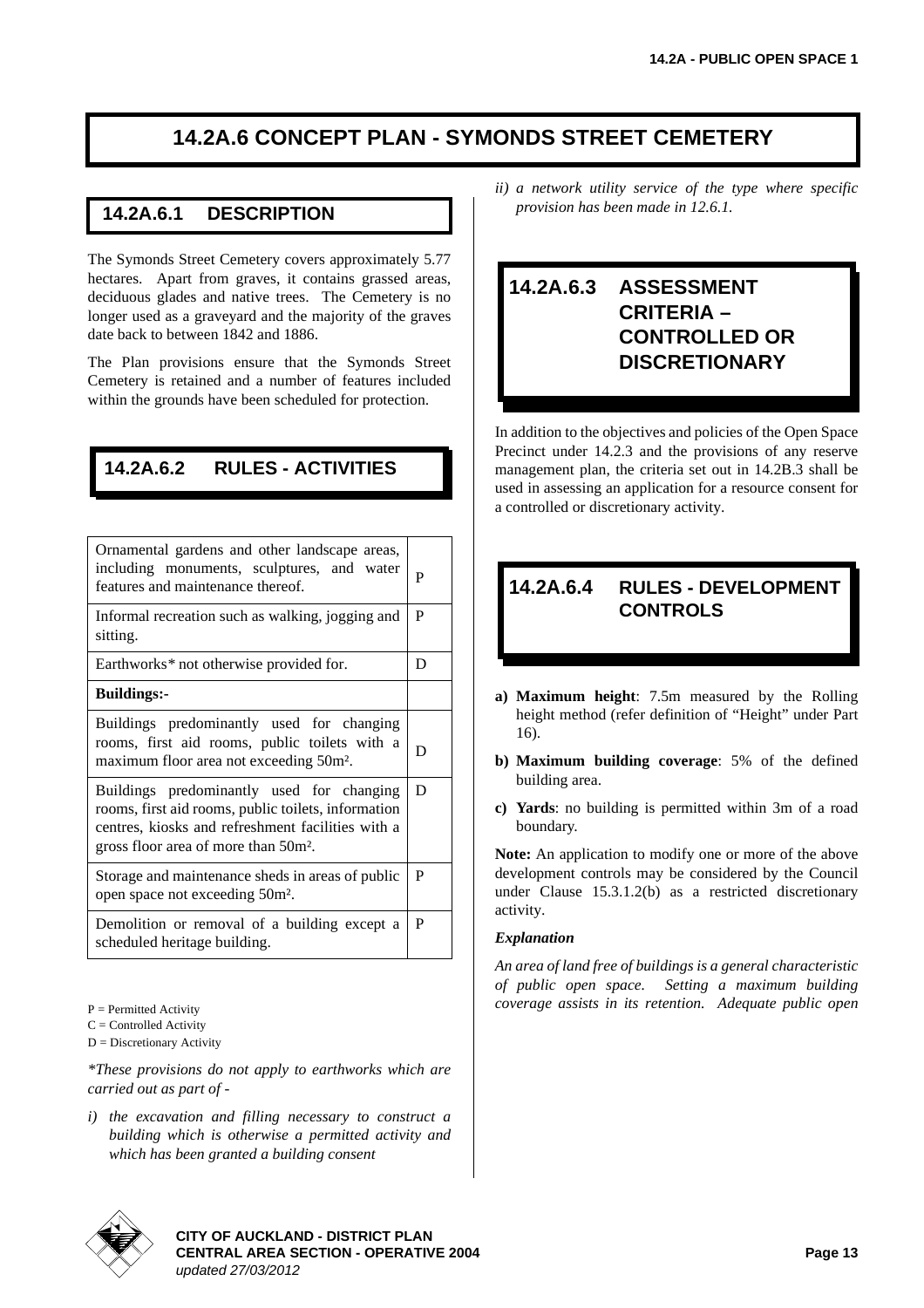# 14.2A.6 CONCEPT PLAN - SYMONDS STREET CEMETERY

## 14.2A.6.1 DESCRIPTION

The Symonds Street Cemetery covers approximately 5.77 hectares. Apart from graves, it contains grassed areas, deciduous glades and native trees. The Cemetery is no longer used as a graveyard and the majority of the graves date back to between 1842 and 1886.

The Plan provisions ensure that the Symonds Street Cemetery is retained and a number of features included within the grounds have been scheduled for protection.

## 14.2A.6.2 RULES - ACTIVITIES

| | |
|---|---|
| Ornamental gardens and other landscape areas, including monuments, sculptures, and water features and maintenance thereof. | P |
| Informal recreation such as walking, jogging and sitting. | P |
| Earthworks* not otherwise provided for. | D |
| **Buildings:-** | |
| Buildings predominantly used for changing rooms, first aid rooms, public toilets with a maximum floor area not exceeding 50m². | D |
| Buildings predominantly used for changing rooms, first aid rooms, public toilets, information centres, kiosks and refreshment facilities with a gross floor area of more than 50m². | D |
| Storage and maintenance sheds in areas of public open space not exceeding 50m². | P |
| Demolition or removal of a building except a scheduled heritage building. | P |

P = Permitted Activity
C = Controlled Activity
D = Discretionary Activity

*\*These provisions do not apply to earthworks which are carried out as part of -*

*i) the excavation and filling necessary to construct a building which is otherwise a permitted activity and which has been granted a building consent*

*ii) a network utility service of the type where specific provision has been made in 12.6.1.*

## 14.2A.6.3 ASSESSMENT CRITERIA – CONTROLLED OR DISCRETIONARY

In addition to the objectives and policies of the Open Space Precinct under 14.2.3 and the provisions of any reserve management plan, the criteria set out in 14.2B.3 shall be used in assessing an application for a resource consent for a controlled or discretionary activity.

## 14.2A.6.4 RULES - DEVELOPMENT CONTROLS

**a) Maximum height**: 7.5m measured by the Rolling height method (refer definition of "Height" under Part 16).

**b) Maximum building coverage**: 5% of the defined building area.

**c) Yards**: no building is permitted within 3m of a road boundary.

**Note:** An application to modify one or more of the above development controls may be considered by the Council under Clause 15.3.1.2(b) as a restricted discretionary activity.

***Explanation***

*An area of land free of buildings is a general characteristic of public open space. Setting a maximum building coverage assists in its retention. Adequate public open*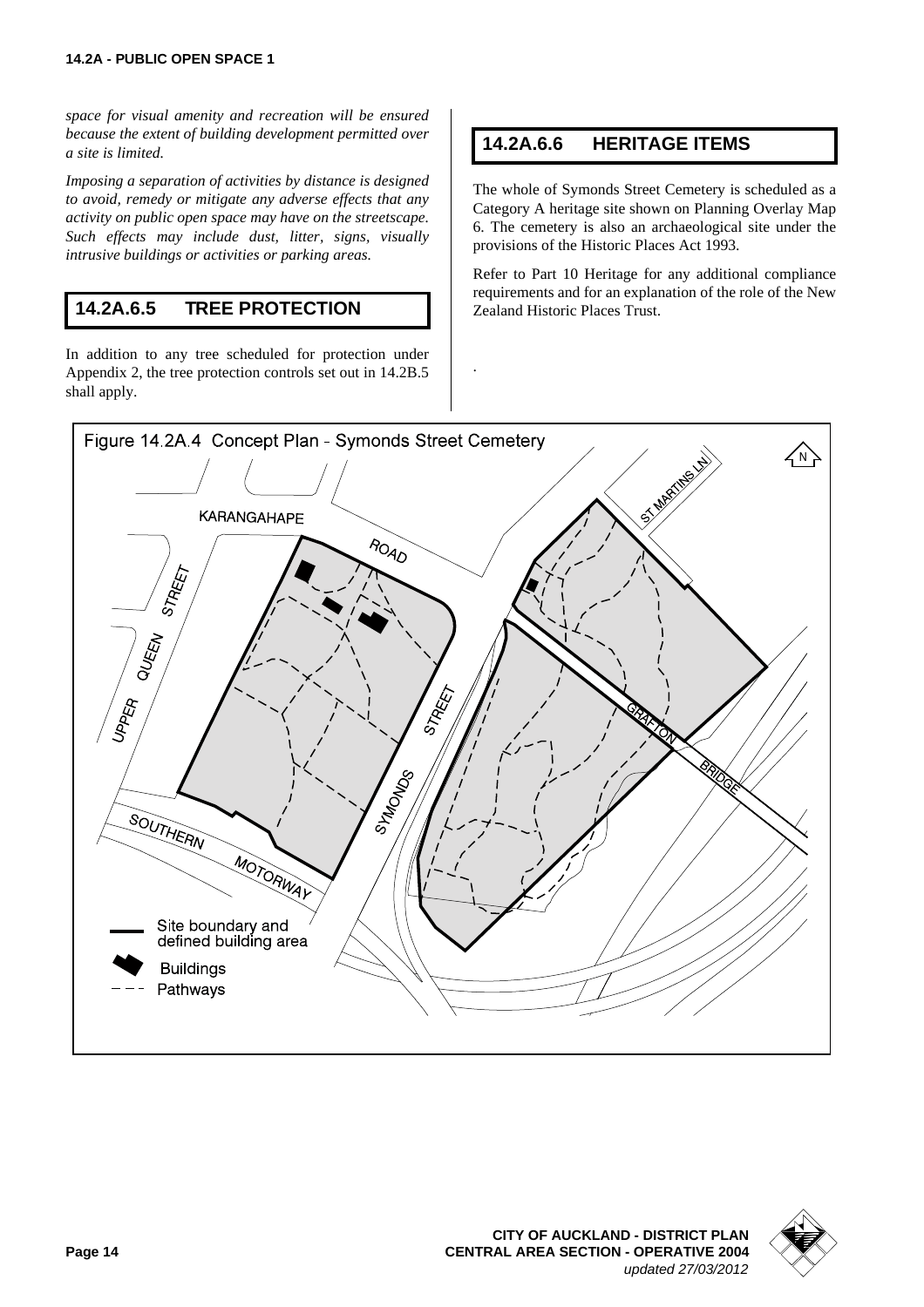*space for visual amenity and recreation will be ensured because the extent of building development permitted over a site is limited.*

*Imposing a separation of activities by distance is designed to avoid, remedy or mitigate any adverse effects that any activity on public open space may have on the streetscape. Such effects may include dust, litter, signs, visually intrusive buildings or activities or parking areas.*

## 14.2A.6.5 TREE PROTECTION

In addition to any tree scheduled for protection under Appendix 2, the tree protection controls set out in 14.2B.5 shall apply.

## 14.2A.6.6 HERITAGE ITEMS

The whole of Symonds Street Cemetery is scheduled as a Category A heritage site shown on Planning Overlay Map 6. The cemetery is also an archaeological site under the provisions of the Historic Places Act 1993.

Refer to Part 10 Heritage for any additional compliance requirements and for an explanation of the role of the New Zealand Historic Places Trust.

Figure 14.2A.4 Concept Plan - Symonds Street Cemetery

KARANGAHAPE ROAD, UPPER QUEEN STREET, SYMONDS STREET, ST MARTINS LN, GRAFTON BRIDGE, SOUTHERN MOTORWAY

- Site boundary and defined building area
- Buildings
- Pathways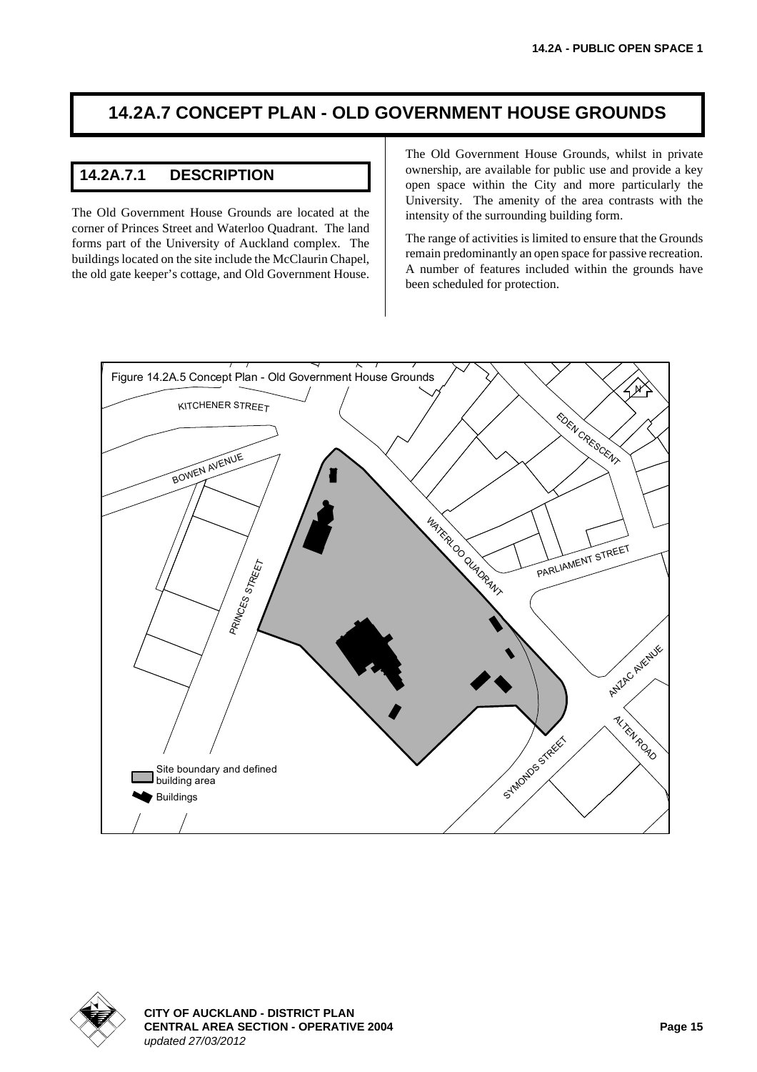# 14.2A.7 CONCEPT PLAN - OLD GOVERNMENT HOUSE GROUNDS

## 14.2A.7.1 DESCRIPTION

The Old Government House Grounds are located at the corner of Princes Street and Waterloo Quadrant. The land forms part of the University of Auckland complex. The buildings located on the site include the McClaurin Chapel, the old gate keeper's cottage, and Old Government House.

The Old Government House Grounds, whilst in private ownership, are available for public use and provide a key open space within the City and more particularly the University. The amenity of the area contrasts with the intensity of the surrounding building form.

The range of activities is limited to ensure that the Grounds remain predominantly an open space for passive recreation. A number of features included within the grounds have been scheduled for protection.

Figure 14.2A.5 Concept Plan - Old Government House Grounds

KITCHENER STREET
BOWEN AVENUE
EDEN CRESCENT
WATERLOO QUADRANT
PARLIAMENT STREET
PRINCES STREET
ANZAC AVENUE
ALTEN ROAD
SYMONDS STREET
N

Site boundary and defined building area

Buildings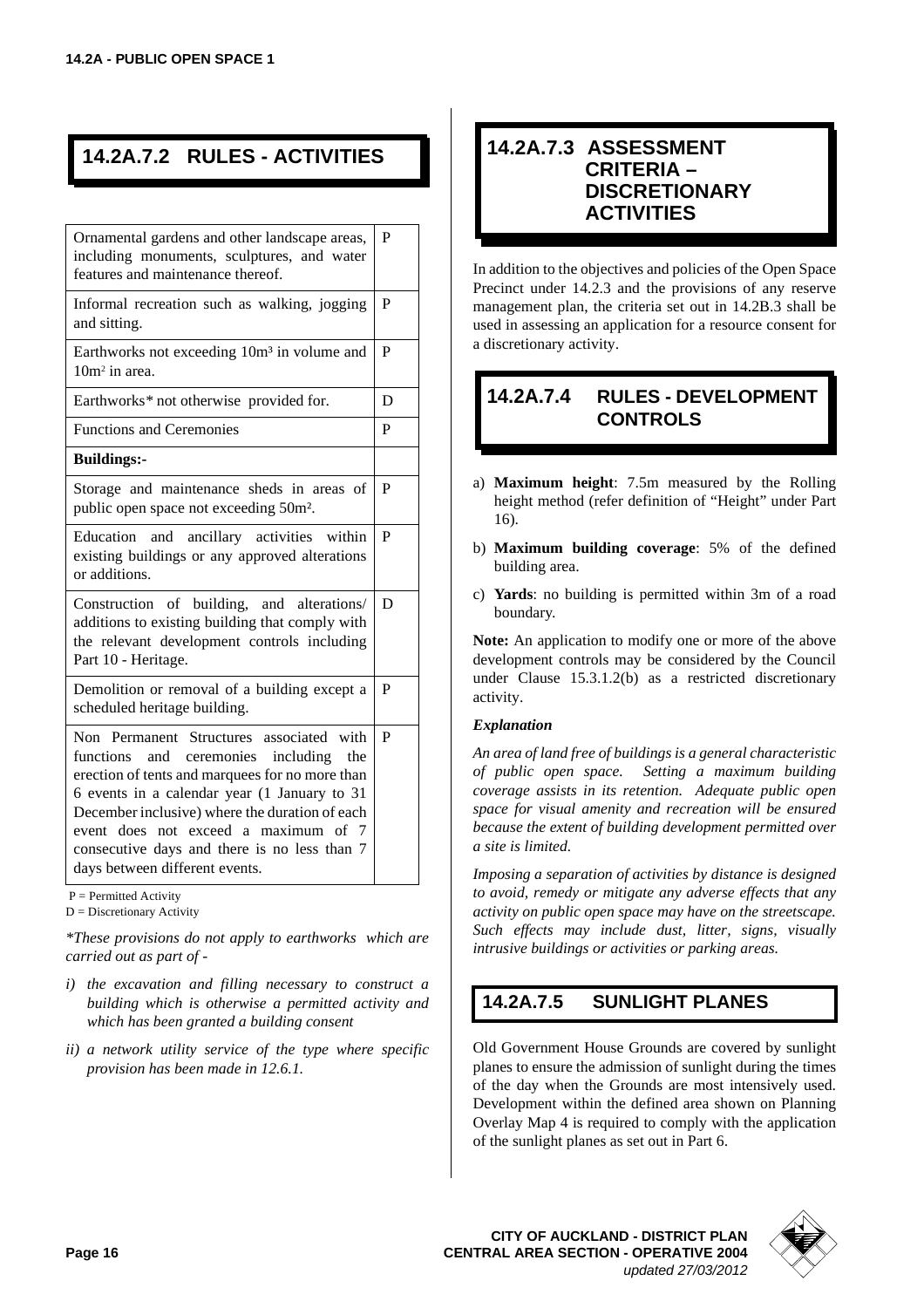## 14.2A.7.2 RULES - ACTIVITIES

| Activity | |
|---|---|
| Ornamental gardens and other landscape areas, including monuments, sculptures, and water features and maintenance thereof. | P |
| Informal recreation such as walking, jogging and sitting. | P |
| Earthworks not exceeding 10m³ in volume and 10m² in area. | P |
| Earthworks* not otherwise provided for. | D |
| Functions and Ceremonies | P |
| **Buildings:-** | |
| Storage and maintenance sheds in areas of public open space not exceeding 50m². | P |
| Education and ancillary activities within existing buildings or any approved alterations or additions. | P |
| Construction of building, and alterations/ additions to existing building that comply with the relevant development controls including Part 10 - Heritage. | D |
| Demolition or removal of a building except a scheduled heritage building. | P |
| Non Permanent Structures associated with functions and ceremonies including the erection of tents and marquees for no more than 6 events in a calendar year (1 January to 31 December inclusive) where the duration of each event does not exceed a maximum of 7 consecutive days and there is no less than 7 days between different events. | P |

P = Permitted Activity
D = Discretionary Activity

*\*These provisions do not apply to earthworks which are carried out as part of -*

*i) the excavation and filling necessary to construct a building which is otherwise a permitted activity and which has been granted a building consent*

*ii) a network utility service of the type where specific provision has been made in 12.6.1.*

## 14.2A.7.3 ASSESSMENT CRITERIA – DISCRETIONARY ACTIVITIES

In addition to the objectives and policies of the Open Space Precinct under 14.2.3 and the provisions of any reserve management plan, the criteria set out in 14.2B.3 shall be used in assessing an application for a resource consent for a discretionary activity.

## 14.2A.7.4 RULES - DEVELOPMENT CONTROLS

a) **Maximum height**: 7.5m measured by the Rolling height method (refer definition of "Height" under Part 16).

b) **Maximum building coverage**: 5% of the defined building area.

c) **Yards**: no building is permitted within 3m of a road boundary.

**Note:** An application to modify one or more of the above development controls may be considered by the Council under Clause 15.3.1.2(b) as a restricted discretionary activity.

***Explanation***

*An area of land free of buildings is a general characteristic of public open space. Setting a maximum building coverage assists in its retention. Adequate public open space for visual amenity and recreation will be ensured because the extent of building development permitted over a site is limited.*

*Imposing a separation of activities by distance is designed to avoid, remedy or mitigate any adverse effects that any activity on public open space may have on the streetscape. Such effects may include dust, litter, signs, visually intrusive buildings or activities or parking areas.*

## 14.2A.7.5 SUNLIGHT PLANES

Old Government House Grounds are covered by sunlight planes to ensure the admission of sunlight during the times of the day when the Grounds are most intensively used. Development within the defined area shown on Planning Overlay Map 4 is required to comply with the application of the sunlight planes as set out in Part 6.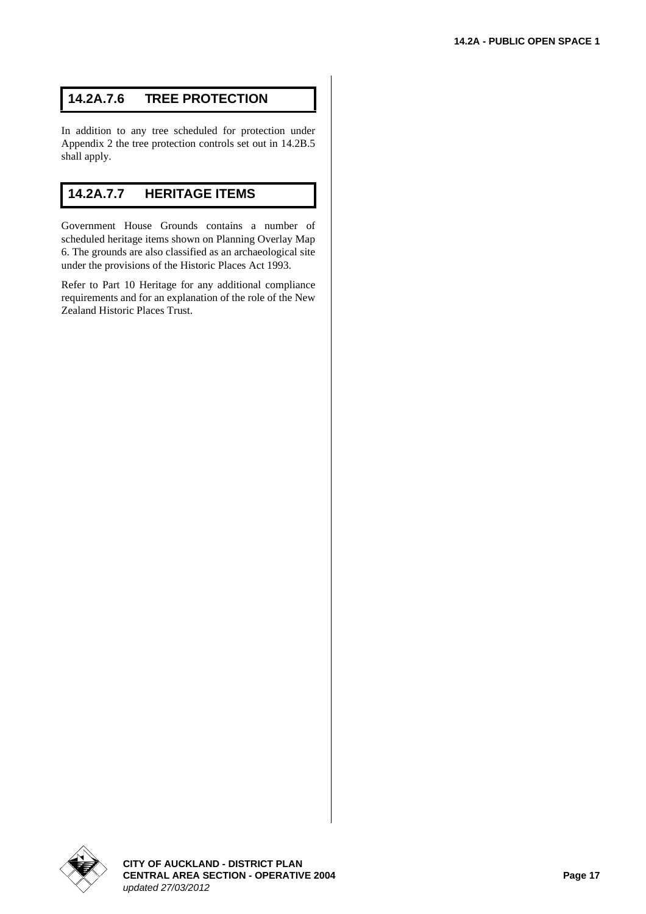## 14.2A.7.6 TREE PROTECTION

In addition to any tree scheduled for protection under Appendix 2 the tree protection controls set out in 14.2B.5 shall apply.

## 14.2A.7.7 HERITAGE ITEMS

Government House Grounds contains a number of scheduled heritage items shown on Planning Overlay Map 6. The grounds are also classified as an archaeological site under the provisions of the Historic Places Act 1993.

Refer to Part 10 Heritage for any additional compliance requirements and for an explanation of the role of the New Zealand Historic Places Trust.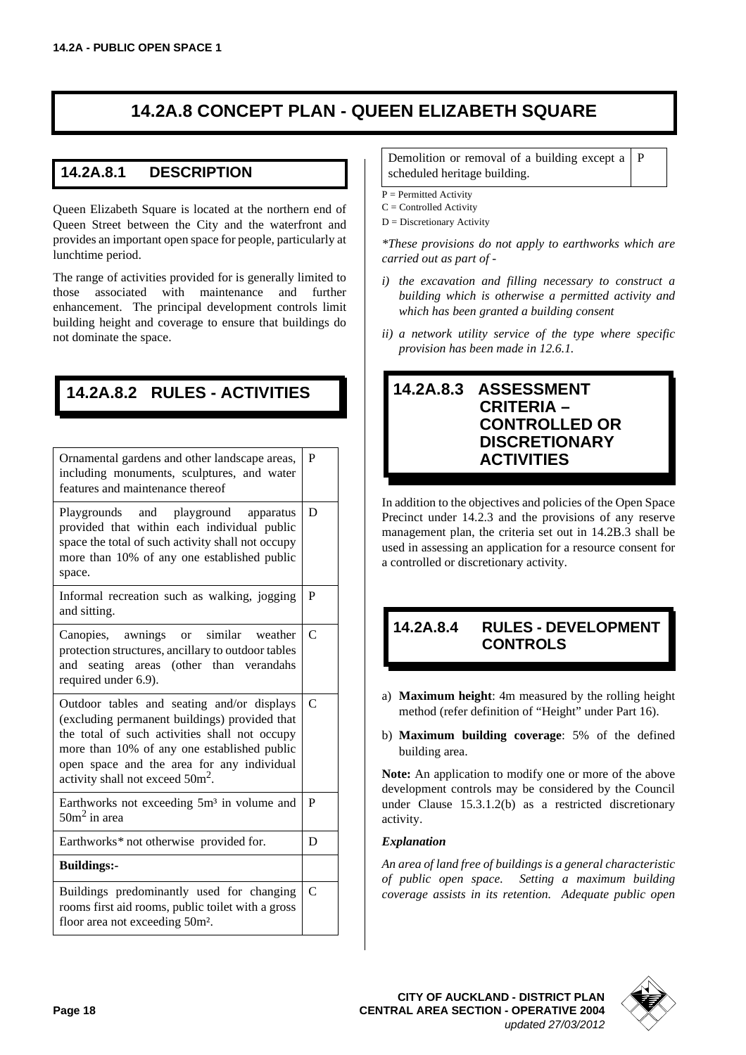# 14.2A.8 CONCEPT PLAN - QUEEN ELIZABETH SQUARE

## 14.2A.8.1 DESCRIPTION

Queen Elizabeth Square is located at the northern end of Queen Street between the City and the waterfront and provides an important open space for people, particularly at lunchtime period.

The range of activities provided for is generally limited to those associated with maintenance and further enhancement. The principal development controls limit building height and coverage to ensure that buildings do not dominate the space.

## 14.2A.8.2 RULES - ACTIVITIES

| Activity | |
|---|---|
| Ornamental gardens and other landscape areas, including monuments, sculptures, and water features and maintenance thereof | P |
| Playgrounds and playground apparatus provided that within each individual public space the total of such activity shall not occupy more than 10% of any one established public space. | D |
| Informal recreation such as walking, jogging and sitting. | P |
| Canopies, awnings or similar weather protection structures, ancillary to outdoor tables and seating areas (other than verandahs required under 6.9). | C |
| Outdoor tables and seating and/or displays (excluding permanent buildings) provided that the total of such activities shall not occupy more than 10% of any one established public open space and the area for any individual activity shall not exceed 50m$^2$. | C |
| Earthworks not exceeding 5m$^3$ in volume and 50m$^2$ in area | P |
| Earthworks* not otherwise provided for. | D |
| **Buildings:-** | |
| Buildings predominantly used for changing rooms first aid rooms, public toilet with a gross floor area not exceeding 50m$^2$. | C |
| Demolition or removal of a building except a scheduled heritage building. | P |

P = Permitted Activity
C = Controlled Activity
D = Discretionary Activity

*\*These provisions do not apply to earthworks which are carried out as part of -*

*i) the excavation and filling necessary to construct a building which is otherwise a permitted activity and which has been granted a building consent*

*ii) a network utility service of the type where specific provision has been made in 12.6.1.*

## 14.2A.8.3 ASSESSMENT CRITERIA – CONTROLLED OR DISCRETIONARY ACTIVITIES

In addition to the objectives and policies of the Open Space Precinct under 14.2.3 and the provisions of any reserve management plan, the criteria set out in 14.2B.3 shall be used in assessing an application for a resource consent for a controlled or discretionary activity.

## 14.2A.8.4 RULES - DEVELOPMENT CONTROLS

a) **Maximum height**: 4m measured by the rolling height method (refer definition of "Height" under Part 16).

b) **Maximum building coverage**: 5% of the defined building area.

**Note:** An application to modify one or more of the above development controls may be considered by the Council under Clause 15.3.1.2(b) as a restricted discretionary activity.

***Explanation***

*An area of land free of buildings is a general characteristic of public open space. Setting a maximum building coverage assists in its retention. Adequate public open*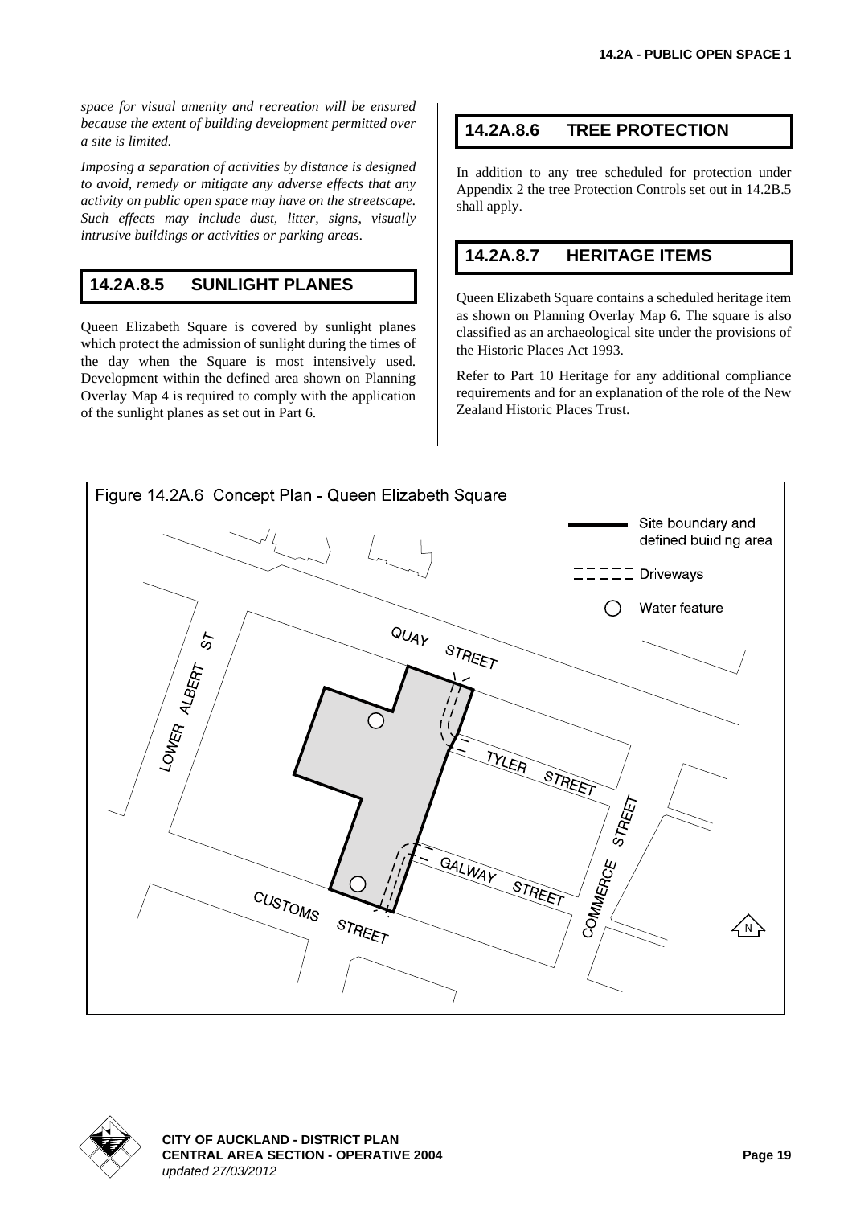*space for visual amenity and recreation will be ensured because the extent of building development permitted over a site is limited.*

*Imposing a separation of activities by distance is designed to avoid, remedy or mitigate any adverse effects that any activity on public open space may have on the streetscape. Such effects may include dust, litter, signs, visually intrusive buildings or activities or parking areas.*

## 14.2A.8.5 SUNLIGHT PLANES

Queen Elizabeth Square is covered by sunlight planes which protect the admission of sunlight during the times of the day when the Square is most intensively used. Development within the defined area shown on Planning Overlay Map 4 is required to comply with the application of the sunlight planes as set out in Part 6.

## 14.2A.8.6 TREE PROTECTION

In addition to any tree scheduled for protection under Appendix 2 the tree Protection Controls set out in 14.2B.5 shall apply.

## 14.2A.8.7 HERITAGE ITEMS

Queen Elizabeth Square contains a scheduled heritage item as shown on Planning Overlay Map 6. The square is also classified as an archaeological site under the provisions of the Historic Places Act 1993.

Refer to Part 10 Heritage for any additional compliance requirements and for an explanation of the role of the New Zealand Historic Places Trust.

Figure 14.2A.6 Concept Plan - Queen Elizabeth Square

Legend: Site boundary and defined building area; Driveways; Water feature

QUAY STREET, LOWER ALBERT ST, TYLER STREET, GALWAY STREET, COMMERCE STREET, CUSTOMS STREET, N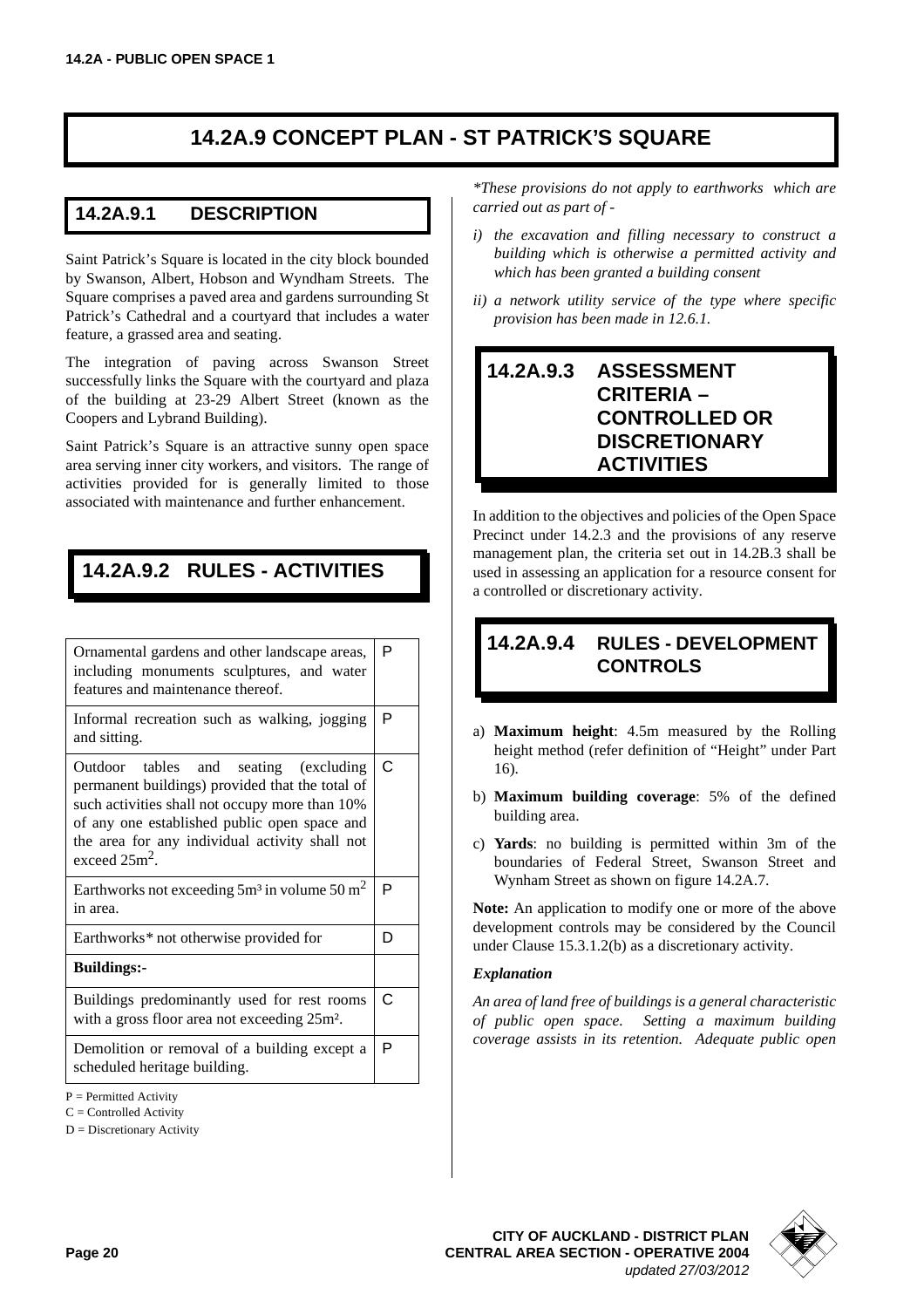## 14.2A.9 CONCEPT PLAN - ST PATRICK'S SQUARE

### 14.2A.9.1 DESCRIPTION

Saint Patrick's Square is located in the city block bounded by Swanson, Albert, Hobson and Wyndham Streets. The Square comprises a paved area and gardens surrounding St Patrick's Cathedral and a courtyard that includes a water feature, a grassed area and seating.

The integration of paving across Swanson Street successfully links the Square with the courtyard and plaza of the building at 23-29 Albert Street (known as the Coopers and Lybrand Building).

Saint Patrick's Square is an attractive sunny open space area serving inner city workers, and visitors. The range of activities provided for is generally limited to those associated with maintenance and further enhancement.

### 14.2A.9.2 RULES - ACTIVITIES

| | |
|---|---|
| Ornamental gardens and other landscape areas, including monuments sculptures, and water features and maintenance thereof. | P |
| Informal recreation such as walking, jogging and sitting. | P |
| Outdoor tables and seating (excluding permanent buildings) provided that the total of such activities shall not occupy more than 10% of any one established public open space and the area for any individual activity shall not exceed 25m². | C |
| Earthworks not exceeding 5m³ in volume 50 m² in area. | P |
| Earthworks* not otherwise provided for | D |
| **Buildings:-** | |
| Buildings predominantly used for rest rooms with a gross floor area not exceeding 25m². | C |
| Demolition or removal of a building except a scheduled heritage building. | P |

P = Permitted Activity

C = Controlled Activity

D = Discretionary Activity

*\*These provisions do not apply to earthworks which are carried out as part of -*

*i) the excavation and filling necessary to construct a building which is otherwise a permitted activity and which has been granted a building consent*

*ii) a network utility service of the type where specific provision has been made in 12.6.1.*

### 14.2A.9.3 ASSESSMENT CRITERIA – CONTROLLED OR DISCRETIONARY ACTIVITIES

In addition to the objectives and policies of the Open Space Precinct under 14.2.3 and the provisions of any reserve management plan, the criteria set out in 14.2B.3 shall be used in assessing an application for a resource consent for a controlled or discretionary activity.

### 14.2A.9.4 RULES - DEVELOPMENT CONTROLS

a) **Maximum height**: 4.5m measured by the Rolling height method (refer definition of "Height" under Part 16).

b) **Maximum building coverage**: 5% of the defined building area.

c) **Yards**: no building is permitted within 3m of the boundaries of Federal Street, Swanson Street and Wynham Street as shown on figure 14.2A.7.

**Note:** An application to modify one or more of the above development controls may be considered by the Council under Clause 15.3.1.2(b) as a discretionary activity.

***Explanation***

*An area of land free of buildings is a general characteristic of public open space. Setting a maximum building coverage assists in its retention. Adequate public open*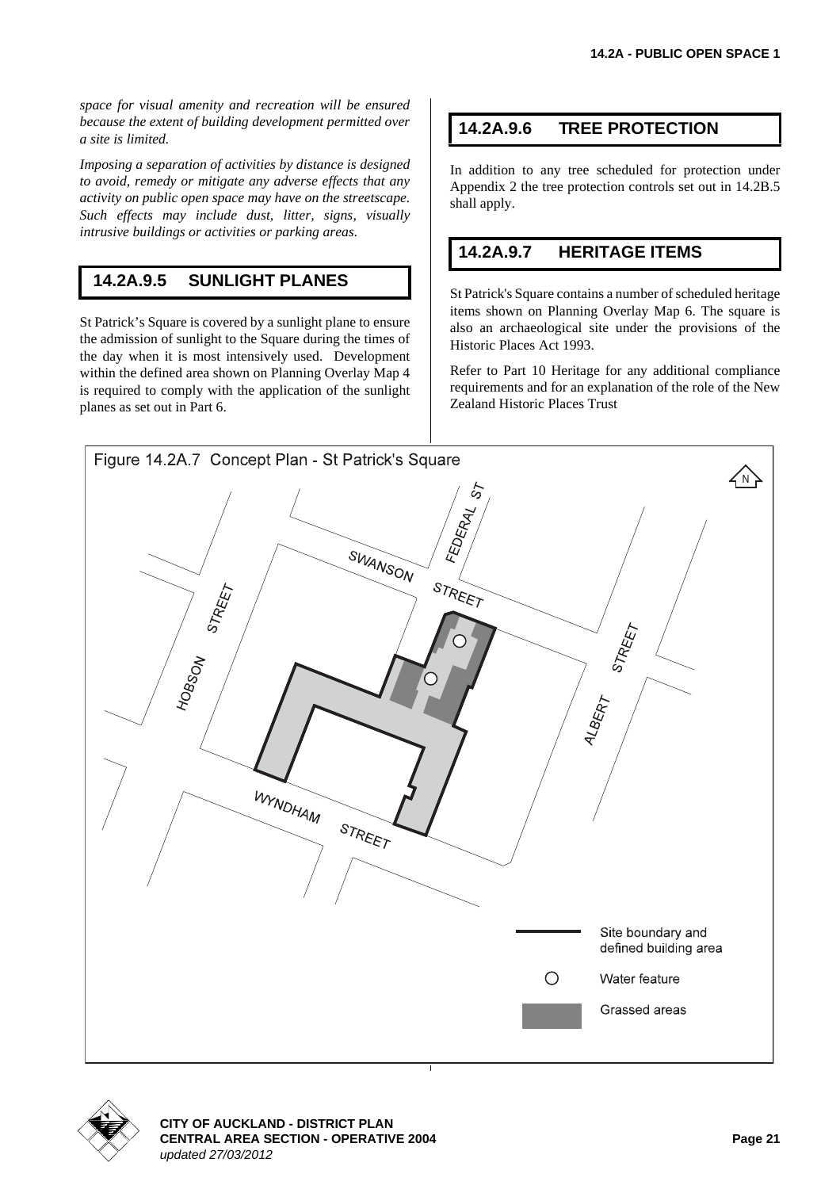*space for visual amenity and recreation will be ensured because the extent of building development permitted over a site is limited.*

*Imposing a separation of activities by distance is designed to avoid, remedy or mitigate any adverse effects that any activity on public open space may have on the streetscape. Such effects may include dust, litter, signs, visually intrusive buildings or activities or parking areas.*

## 14.2A.9.5 SUNLIGHT PLANES

St Patrick's Square is covered by a sunlight plane to ensure the admission of sunlight to the Square during the times of the day when it is most intensively used. Development within the defined area shown on Planning Overlay Map 4 is required to comply with the application of the sunlight planes as set out in Part 6.

## 14.2A.9.6 TREE PROTECTION

In addition to any tree scheduled for protection under Appendix 2 the tree protection controls set out in 14.2B.5 shall apply.

## 14.2A.9.7 HERITAGE ITEMS

St Patrick's Square contains a number of scheduled heritage items shown on Planning Overlay Map 6. The square is also an archaeological site under the provisions of the Historic Places Act 1993.

Refer to Part 10 Heritage for any additional compliance requirements and for an explanation of the role of the New Zealand Historic Places Trust

Figure 14.2A.7 Concept Plan - St Patrick's Square

SWANSON STREET, FEDERAL ST, HOBSON STREET, ALBERT STREET, WYNDHAM STREET

Site boundary and defined building area

Water feature

Grassed areas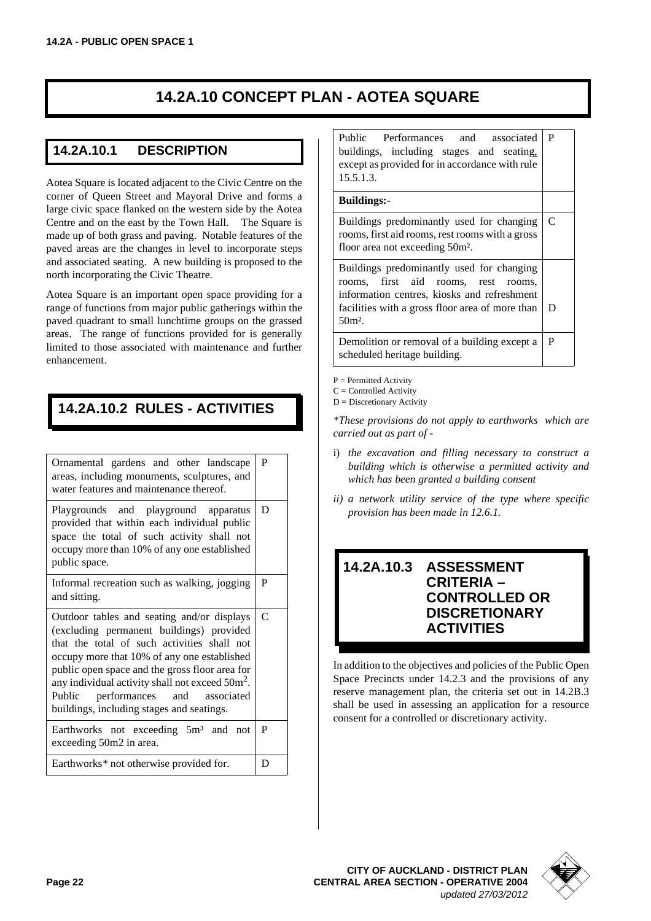# 14.2A.10 CONCEPT PLAN - AOTEA SQUARE

## 14.2A.10.1 DESCRIPTION

Aotea Square is located adjacent to the Civic Centre on the corner of Queen Street and Mayoral Drive and forms a large civic space flanked on the western side by the Aotea Centre and on the east by the Town Hall. The Square is made up of both grass and paving. Notable features of the paved areas are the changes in level to incorporate steps and associated seating. A new building is proposed to the north incorporating the Civic Theatre.

Aotea Square is an important open space providing for a range of functions from major public gatherings within the paved quadrant to small lunchtime groups on the grassed areas. The range of functions provided for is generally limited to those associated with maintenance and further enhancement.

## 14.2A.10.2 RULES - ACTIVITIES

| Activity | |
|---|---|
| Ornamental gardens and other landscape areas, including monuments, sculptures, and water features and maintenance thereof. | P |
| Playgrounds and playground apparatus provided that within each individual public space the total of such activity shall not occupy more than 10% of any one established public space. | D |
| Informal recreation such as walking, jogging and sitting. | P |
| Outdoor tables and seating and/or displays (excluding permanent buildings) provided that the total of such activities shall not occupy more than 10% of any one established public open space and the gross floor area for any individual activity shall not exceed 50m$^2$. Public performances and associated buildings, including stages and seatings. | C |
| Earthworks not exceeding 5m³ and not exceeding 50m2 in area. | P |
| Earthworks* not otherwise provided for. | D |
| Public Performances and associated buildings, including stages and seating, except as provided for in accordance with rule 15.5.1.3. | P |
| **Buildings:-** | |
| Buildings predominantly used for changing rooms, first aid rooms, rest rooms with a gross floor area not exceeding 50m². | C |
| Buildings predominantly used for changing rooms, first aid rooms, rest rooms, information centres, kiosks and refreshment facilities with a gross floor area of more than 50m². | D |
| Demolition or removal of a building except a scheduled heritage building. | P |

P = Permitted Activity
C = Controlled Activity
D = Discretionary Activity

*\*These provisions do not apply to earthworks which are carried out as part of -*

i) *the excavation and filling necessary to construct a building which is otherwise a permitted activity and which has been granted a building consent*

ii) *a network utility service of the type where specific provision has been made in 12.6.1.*

## 14.2A.10.3 ASSESSMENT CRITERIA – CONTROLLED OR DISCRETIONARY ACTIVITIES

In addition to the objectives and policies of the Public Open Space Precincts under 14.2.3 and the provisions of any reserve management plan, the criteria set out in 14.2B.3 shall be used in assessing an application for a resource consent for a controlled or discretionary activity.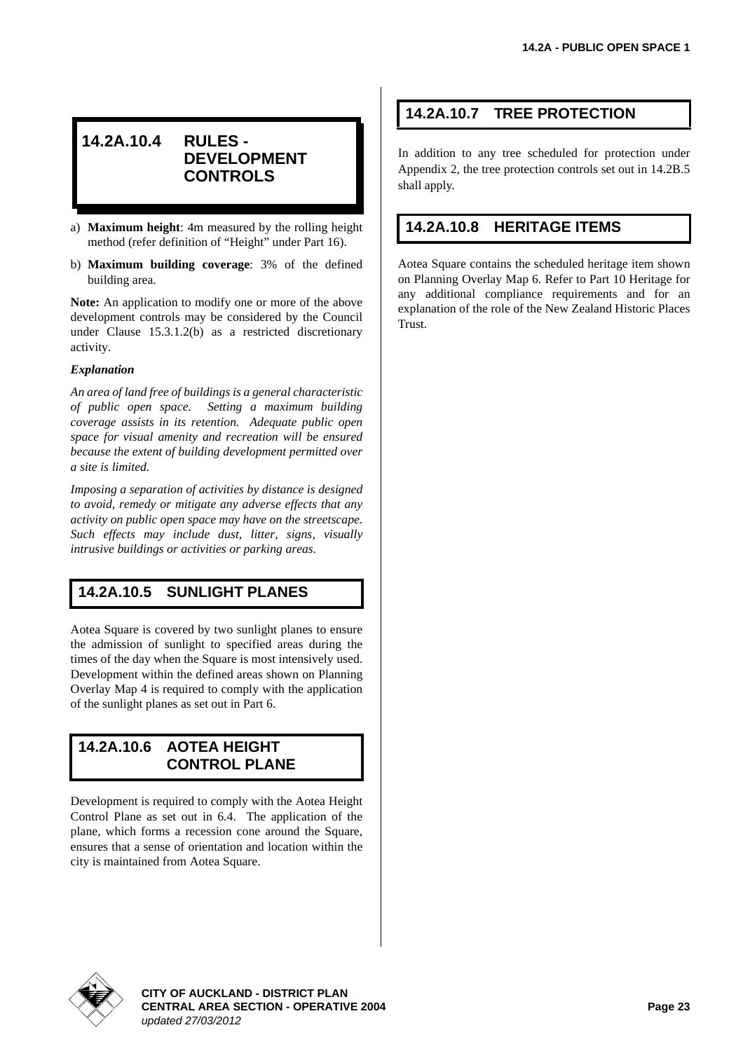## 14.2A.10.4 RULES - DEVELOPMENT CONTROLS

a) **Maximum height**: 4m measured by the rolling height method (refer definition of "Height" under Part 16).

b) **Maximum building coverage**: 3% of the defined building area.

**Note:** An application to modify one or more of the above development controls may be considered by the Council under Clause 15.3.1.2(b) as a restricted discretionary activity.

***Explanation***

*An area of land free of buildings is a general characteristic of public open space. Setting a maximum building coverage assists in its retention. Adequate public open space for visual amenity and recreation will be ensured because the extent of building development permitted over a site is limited.*

*Imposing a separation of activities by distance is designed to avoid, remedy or mitigate any adverse effects that any activity on public open space may have on the streetscape. Such effects may include dust, litter, signs, visually intrusive buildings or activities or parking areas.*

## 14.2A.10.5 SUNLIGHT PLANES

Aotea Square is covered by two sunlight planes to ensure the admission of sunlight to specified areas during the times of the day when the Square is most intensively used. Development within the defined areas shown on Planning Overlay Map 4 is required to comply with the application of the sunlight planes as set out in Part 6.

## 14.2A.10.6 AOTEA HEIGHT CONTROL PLANE

Development is required to comply with the Aotea Height Control Plane as set out in 6.4. The application of the plane, which forms a recession cone around the Square, ensures that a sense of orientation and location within the city is maintained from Aotea Square.

## 14.2A.10.7 TREE PROTECTION

In addition to any tree scheduled for protection under Appendix 2, the tree protection controls set out in 14.2B.5 shall apply.

## 14.2A.10.8 HERITAGE ITEMS

Aotea Square contains the scheduled heritage item shown on Planning Overlay Map 6. Refer to Part 10 Heritage for any additional compliance requirements and for an explanation of the role of the New Zealand Historic Places Trust.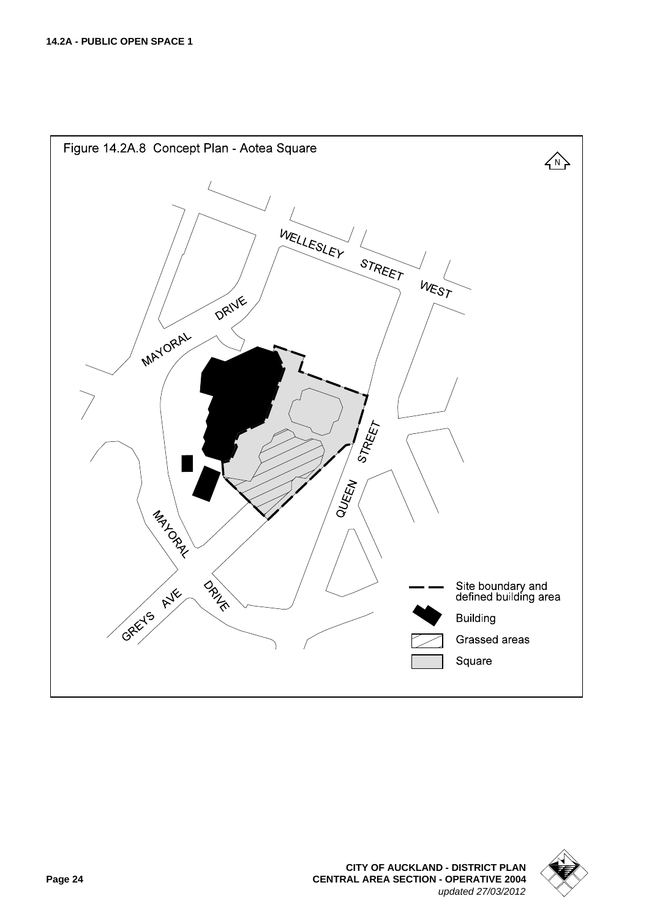Figure 14.2A.8 Concept Plan - Aotea Square

N

WELLESLEY STREET WEST

MAYORAL DRIVE

QUEEN STREET

MAYORAL DRIVE

GREYS AVE

Site boundary and defined building area

Building

Grassed areas

Square